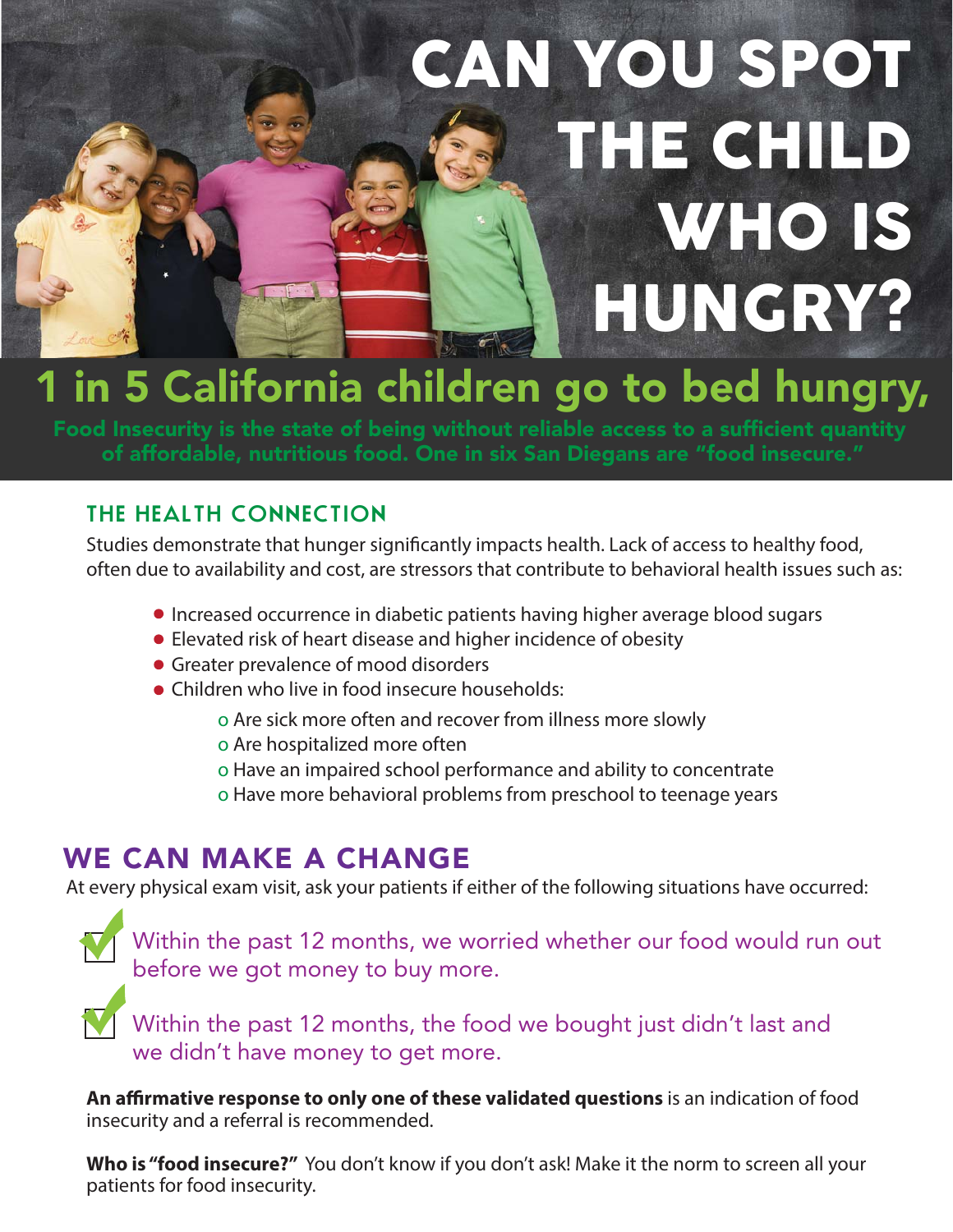# CAN YOU SPOT THE CHILD WHO IS HUNGRY?

## 1 in 5 California children go to bed hungry,

**Food Insecurity is the state of being without reliable access to a sufficient quantity of affordable, nutritious food. One in six San Diegans are "food insecure."**

### THE HEALTH CONNECTION

Studies demonstrate that hunger significantly impacts health. Lack of access to healthy food, often due to availability and cost, are stressors that contribute to behavioral health issues such as:

- Increased occurrence in diabetic patients having higher average blood sugars
- Elevated risk of heart disease and higher incidence of obesity
- Greater prevalence of mood disorders
- Children who live in food insecure households:
  - Are sick more often and recover from illness more slowly
  - Are hospitalized more often
  - Have an impaired school performance and ability to concentrate
  - Have more behavioral problems from preschool to teenage years

## WE CAN MAKE A CHANGE

At every physical exam visit, ask your patients if either of the following situations have occurred:

- [x] Within the past 12 months, we worried whether our food would run out before we got money to buy more.
- [x] Within the past 12 months, the food we bought just didn't last and we didn't have money to get more.

**An affirmative response to only one of these validated questions** is an indication of food insecurity and a referral is recommended.

**Who is "food insecure?"** You don't know if you don't ask! Make it the norm to screen all your patients for food insecurity.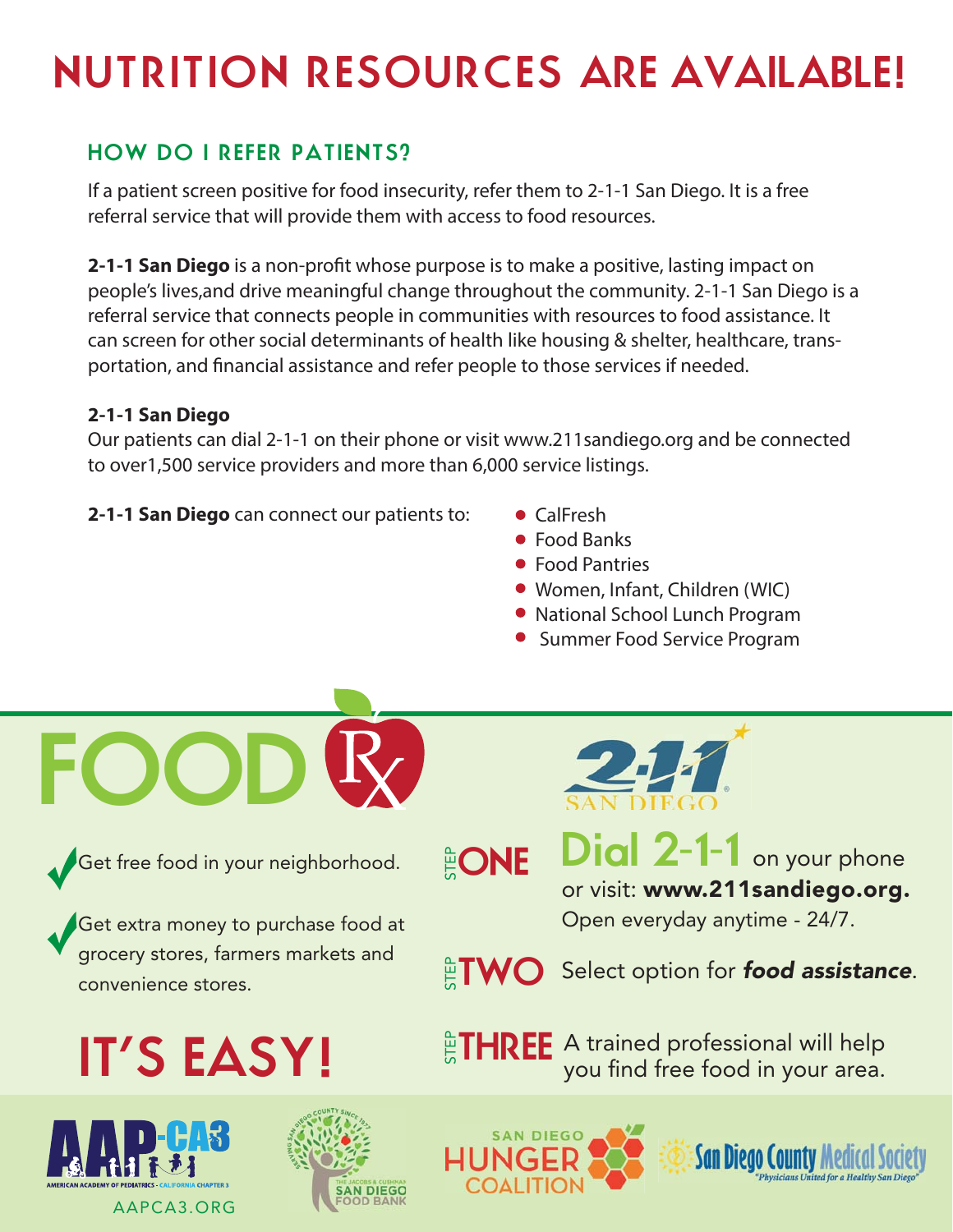# NUTRITION RESOURCES ARE AVAILABLE!

## HOW DO I REFER PATIENTS?

If a patient screen positive for food insecurity, refer them to 2-1-1 San Diego. It is a free referral service that will provide them with access to food resources.

**2-1-1 San Diego** is a non-profit whose purpose is to make a positive, lasting impact on people's lives,and drive meaningful change throughout the community. 2-1-1 San Diego is a referral service that connects people in communities with resources to food assistance. It can screen for other social determinants of health like housing & shelter, healthcare, transportation, and financial assistance and refer people to those services if needed.

**2-1-1 San Diego**
Our patients can dial 2-1-1 on their phone or visit www.211sandiego.org and be connected to over1,500 service providers and more than 6,000 service listings.

**2-1-1 San Diego** can connect our patients to:

- CalFresh
- Food Banks
- Food Pantries
- Women, Infant, Children (WIC)
- National School Lunch Program
- Summer Food Service Program

## FOOD Rx

- ✓ Get free food in your neighborhood.
- ✓ Get extra money to purchase food at grocery stores, farmers markets and convenience stores.

## IT'S EASY!

2-1-1 SAN DIEGO

**STEP ONE** Dial 2-1-1 on your phone or visit: **www.211sandiego.org.** Open everyday anytime - 24/7.

**STEP TWO** Select option for ***food assistance***.

**STEP THREE** A trained professional will help you find free food in your area.

AAP-CA3 American Academy of Pediatrics - California Chapter 3 AAPCA3.ORG

The Jacobs & Cushman San Diego Food Bank

San Diego Hunger Coalition

San Diego County Medical Society "Physicians United for a Healthy San Diego"